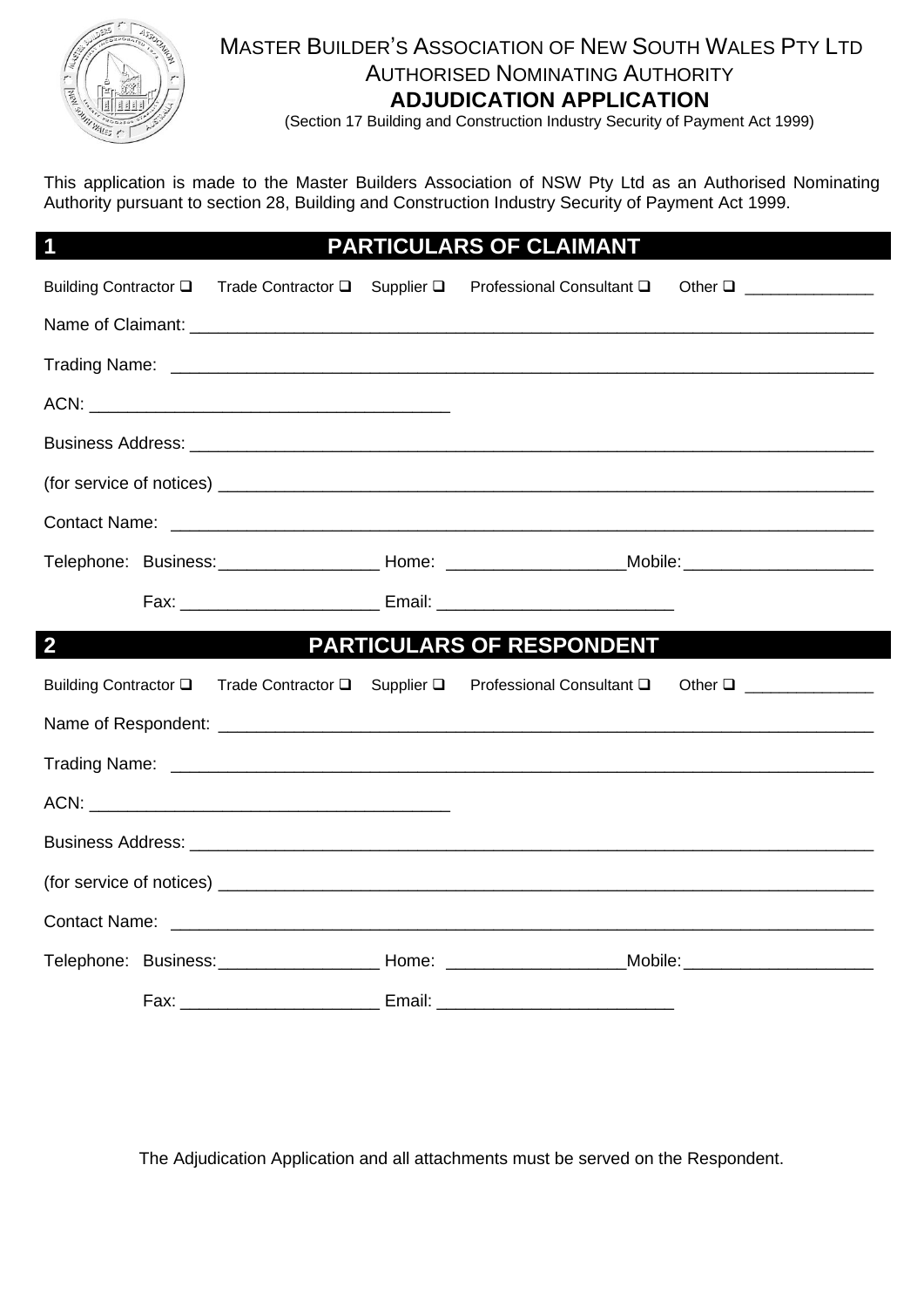# MASTER BUILDER'S ASSOCIATION OF NEW SOUTH WALES PTY LTD
## AUTHORISED NOMINATING AUTHORITY
## ADJUDICATION APPLICATION

(Section 17 Building and Construction Industry Security of Payment Act 1999)

This application is made to the Master Builders Association of NSW Pty Ltd as an Authorised Nominating Authority pursuant to section 28, Building and Construction Industry Security of Payment Act 1999.

## 1 PARTICULARS OF CLAIMANT

Building Contractor ❑ Trade Contractor ❑ Supplier ❑ Professional Consultant ❑ Other ❑ _______________

Name of Claimant: ___________________________________________________________________________

Trading Name: ______________________________________________________________________________

ACN: ______________________________________

Business Address: ___________________________________________________________________________

(for service of notices) _______________________________________________________________________

Contact Name: ______________________________________________________________________________

Telephone: Business: _________________ Home: ___________________ Mobile: ____________________

Fax: _____________________ Email: _________________________

## 2 PARTICULARS OF RESPONDENT

Building Contractor ❑ Trade Contractor ❑ Supplier ❑ Professional Consultant ❑ Other ❑ _______________

Name of Respondent: ________________________________________________________________________

Trading Name: ______________________________________________________________________________

ACN: ______________________________________

Business Address: ___________________________________________________________________________

(for service of notices) _______________________________________________________________________

Contact Name: ______________________________________________________________________________

Telephone: Business: _________________ Home: ___________________ Mobile: ____________________

Fax: _____________________ Email: _________________________

The Adjudication Application and all attachments must be served on the Respondent.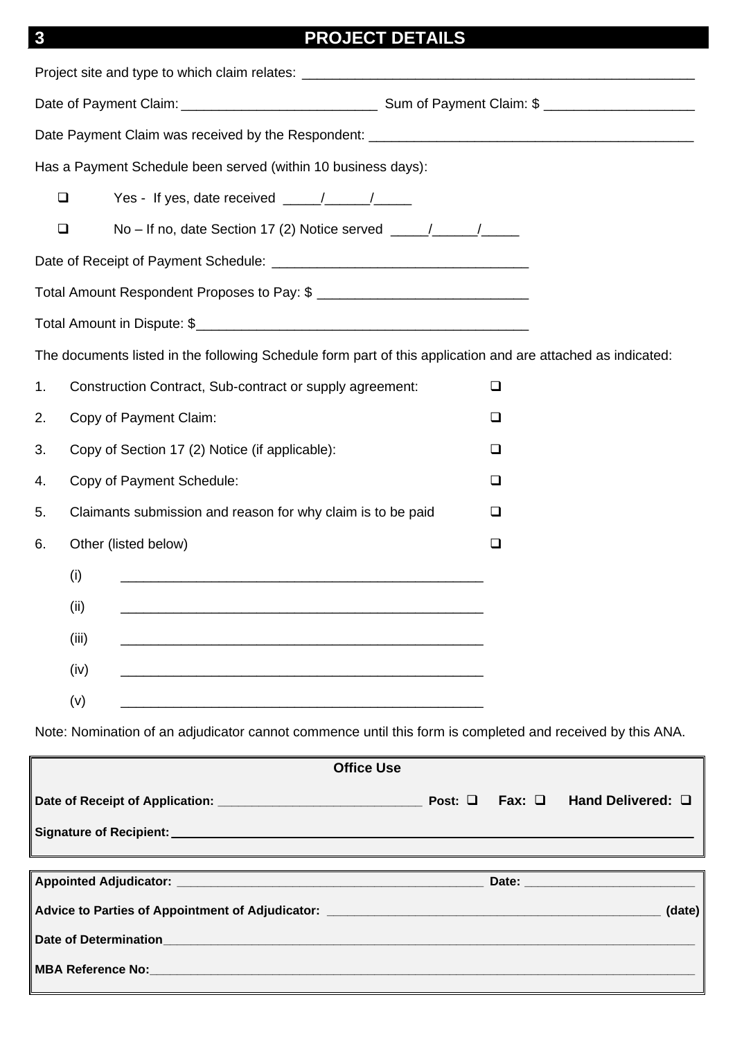## 3 PROJECT DETAILS

Project site and type to which claim relates: ______________________________________________________

Date of Payment Claim: __________________________ Sum of Payment Claim: $ ____________________

Date Payment Claim was received by the Respondent: ___________________________________________

Has a Payment Schedule been served (within 10 business days):

- ❑ Yes - If yes, date received _____/______/_____
- ❑ No – If no, date Section 17 (2) Notice served _____/______/_____

Date of Receipt of Payment Schedule: _________________________________

Total Amount Respondent Proposes to Pay: $ ___________________________

Total Amount in Dispute: $___________________________________________

The documents listed in the following Schedule form part of this application and are attached as indicated:

| | | |
|---|---|---|
| 1. | Construction Contract, Sub-contract or supply agreement: | ❑ |
| 2. | Copy of Payment Claim: | ❑ |
| 3. | Copy of Section 17 (2) Notice (if applicable): | ❑ |
| 4. | Copy of Payment Schedule: | ❑ |
| 5. | Claimants submission and reason for why claim is to be paid | ❑ |
| 6. | Other (listed below) | ❑ |

(i) _______________________________________________

(ii) _______________________________________________

(iii) _______________________________________________

(iv) _______________________________________________

(v) _______________________________________________

Note: Nomination of an adjudicator cannot commence until this form is completed and received by this ANA.

**Office Use**

**Date of Receipt of Application:** ____________________________ **Post:** ❑ **Fax:** ❑ **Hand Delivered:** ❑

**Signature of Recipient:** ____________________________________________________________

**Appointed Adjudicator:** ___________________________________________ **Date:** ________________________

**Advice to Parties of Appointment of Adjudicator:** ______________________________________________ **(date)**

**Date of Determination**______________________________________________________________________

**MBA Reference No:**________________________________________________________________________